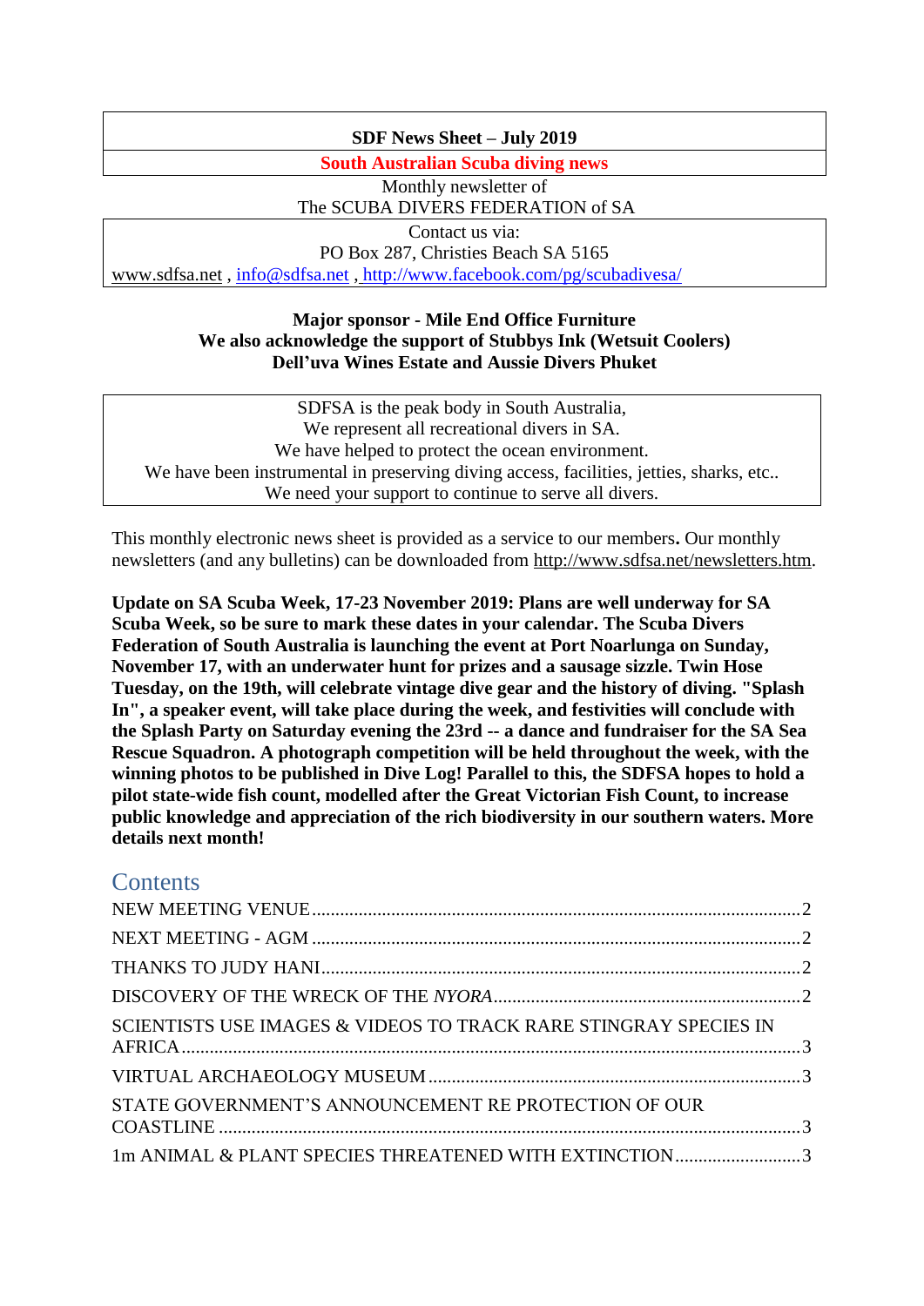**SDF News Sheet – July 2019**

**South Australian Scuba diving news**

Monthly newsletter of
The SCUBA DIVERS FEDERATION of SA

Contact us via:
PO Box 287, Christies Beach SA 5165
www.sdfsa.net , info@sdfsa.net , http://www.facebook.com/pg/scubadivesa/

**Major sponsor - Mile End Office Furniture**
**We also acknowledge the support of Stubbys Ink (Wetsuit Coolers)**
**Dell'uva Wines Estate and Aussie Divers Phuket**

SDFSA is the peak body in South Australia,
We represent all recreational divers in SA.
We have helped to protect the ocean environment.
We have been instrumental in preserving diving access, facilities, jetties, sharks, etc..
We need your support to continue to serve all divers.

This monthly electronic news sheet is provided as a service to our members**.** Our monthly newsletters (and any bulletins) can be downloaded from http://www.sdfsa.net/newsletters.htm.

**Update on SA Scuba Week, 17-23 November 2019: Plans are well underway for SA Scuba Week, so be sure to mark these dates in your calendar. The Scuba Divers Federation of South Australia is launching the event at Port Noarlunga on Sunday, November 17, with an underwater hunt for prizes and a sausage sizzle. Twin Hose Tuesday, on the 19th, will celebrate vintage dive gear and the history of diving. "Splash In", a speaker event, will take place during the week, and festivities will conclude with the Splash Party on Saturday evening the 23rd -- a dance and fundraiser for the SA Sea Rescue Squadron. A photograph competition will be held throughout the week, with the winning photos to be published in Dive Log! Parallel to this, the SDFSA hopes to hold a pilot state-wide fish count, modelled after the Great Victorian Fish Count, to increase public knowledge and appreciation of the rich biodiversity in our southern waters. More details next month!**

## Contents

NEW MEETING VENUE .......... 2
NEXT MEETING - AGM .......... 2
THANKS TO JUDY HANI .......... 2
DISCOVERY OF THE WRECK OF THE *NYORA* .......... 2
SCIENTISTS USE IMAGES & VIDEOS TO TRACK RARE STINGRAY SPECIES IN AFRICA .......... 3
VIRTUAL ARCHAEOLOGY MUSEUM .......... 3
STATE GOVERNMENT'S ANNOUNCEMENT RE PROTECTION OF OUR COASTLINE .......... 3
1m ANIMAL & PLANT SPECIES THREATENED WITH EXTINCTION .......... 3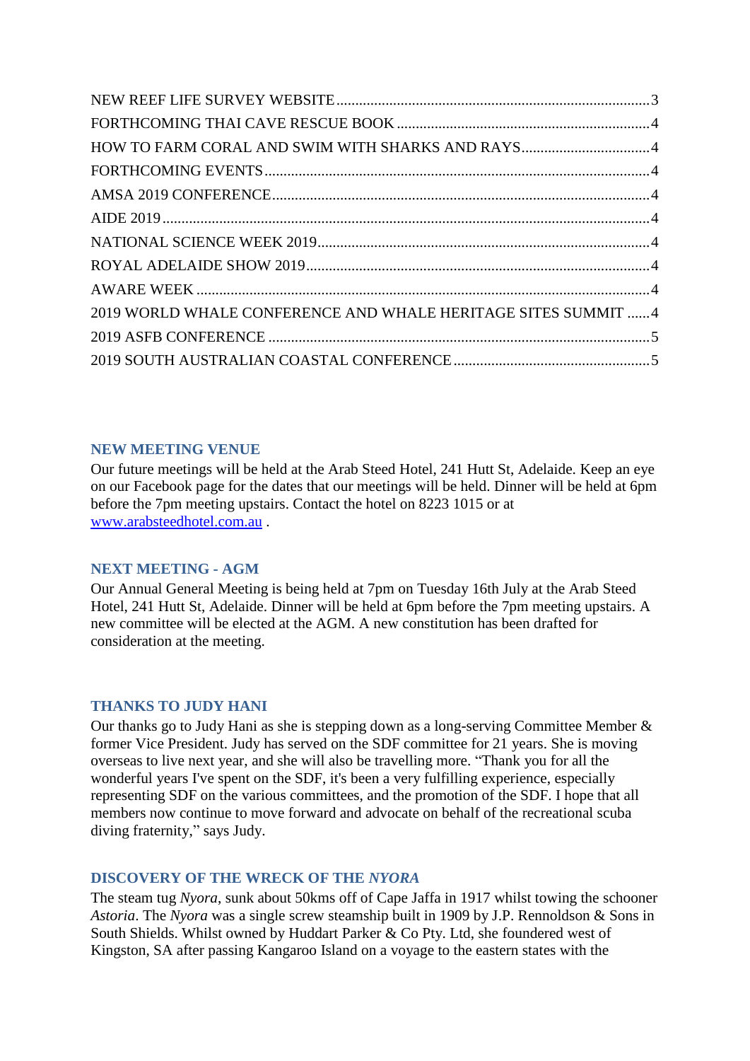NEW REEF LIFE SURVEY WEBSITE ....................................................................................3
FORTHCOMING THAI CAVE RESCUE BOOK ..................................................................4
HOW TO FARM CORAL AND SWIM WITH SHARKS AND RAYS.................................4
FORTHCOMING EVENTS......................................................................................................4
AMSA 2019 CONFERENCE....................................................................................................4
AIDE 2019..................................................................................................................................4
NATIONAL SCIENCE WEEK 2019.......................................................................................4
ROYAL ADELAIDE SHOW 2019..........................................................................................4
AWARE WEEK .......................................................................................................................4
2019 WORLD WHALE CONFERENCE AND WHALE HERITAGE SITES SUMMIT ......4
2019 ASFB CONFERENCE ....................................................................................................5
2019 SOUTH AUSTRALIAN COASTAL CONFERENCE....................................................5

### NEW MEETING VENUE

Our future meetings will be held at the Arab Steed Hotel, 241 Hutt St, Adelaide. Keep an eye on our Facebook page for the dates that our meetings will be held. Dinner will be held at 6pm before the 7pm meeting upstairs. Contact the hotel on 8223 1015 or at [www.arabsteedhotel.com.au](http://www.arabsteedhotel.com.au) .

### NEXT MEETING - AGM

Our Annual General Meeting is being held at 7pm on Tuesday 16th July at the Arab Steed Hotel, 241 Hutt St, Adelaide. Dinner will be held at 6pm before the 7pm meeting upstairs. A new committee will be elected at the AGM. A new constitution has been drafted for consideration at the meeting.

### THANKS TO JUDY HANI

Our thanks go to Judy Hani as she is stepping down as a long-serving Committee Member & former Vice President. Judy has served on the SDF committee for 21 years. She is moving overseas to live next year, and she will also be travelling more. “Thank you for all the wonderful years I've spent on the SDF, it's been a very fulfilling experience, especially representing SDF on the various committees, and the promotion of the SDF. I hope that all members now continue to move forward and advocate on behalf of the recreational scuba diving fraternity,” says Judy.

### DISCOVERY OF THE WRECK OF THE *NYORA*

The steam tug *Nyora*, sunk about 50kms off of Cape Jaffa in 1917 whilst towing the schooner *Astoria*. The *Nyora* was a single screw steamship built in 1909 by J.P. Rennoldson & Sons in South Shields. Whilst owned by Huddart Parker & Co Pty. Ltd, she foundered west of Kingston, SA after passing Kangaroo Island on a voyage to the eastern states with the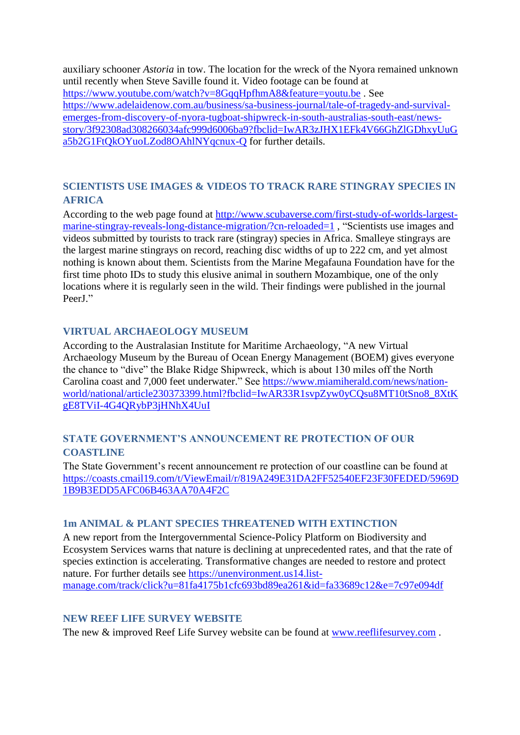auxiliary schooner *Astoria* in tow. The location for the wreck of the Nyora remained unknown until recently when Steve Saville found it. Video footage can be found at https://www.youtube.com/watch?v=8GqqHpfhmA8&feature=youtu.be . See https://www.adelaidenow.com.au/business/sa-business-journal/tale-of-tragedy-and-survival-emerges-from-discovery-of-nyora-tugboat-shipwreck-in-south-australias-south-east/news-story/3f92308ad308266034afc999d6006ba9?fbclid=IwAR3zJHX1EFk4V66GhZlGDhxyUuGa5b2G1FtQkOYuoLZod8OAhlNYqcnux-Q for further details.

## SCIENTISTS USE IMAGES & VIDEOS TO TRACK RARE STINGRAY SPECIES IN AFRICA

According to the web page found at http://www.scubaverse.com/first-study-of-worlds-largest-marine-stingray-reveals-long-distance-migration/?cn-reloaded=1 , "Scientists use images and videos submitted by tourists to track rare (stingray) species in Africa. Smalleye stingrays are the largest marine stingrays on record, reaching disc widths of up to 222 cm, and yet almost nothing is known about them. Scientists from the Marine Megafauna Foundation have for the first time photo IDs to study this elusive animal in southern Mozambique, one of the only locations where it is regularly seen in the wild. Their findings were published in the journal PeerJ."

## VIRTUAL ARCHAEOLOGY MUSEUM

According to the Australasian Institute for Maritime Archaeology, "A new Virtual Archaeology Museum by the Bureau of Ocean Energy Management (BOEM) gives everyone the chance to "dive" the Blake Ridge Shipwreck, which is about 130 miles off the North Carolina coast and 7,000 feet underwater." See https://www.miamiherald.com/news/nation-world/national/article230373399.html?fbclid=IwAR33R1svpZyw0yCQsu8MT10tSno8_8XtKgE8TViI-4G4QRybP3jHNhX4UuI

## STATE GOVERNMENT'S ANNOUNCEMENT RE PROTECTION OF OUR COASTLINE

The State Government's recent announcement re protection of our coastline can be found at https://coasts.cmail19.com/t/ViewEmail/r/819A249E31DA2FF52540EF23F30FEDED/5969D1B9B3EDD5AFC06B463AA70A4F2C

## 1m ANIMAL & PLANT SPECIES THREATENED WITH EXTINCTION

A new report from the Intergovernmental Science-Policy Platform on Biodiversity and Ecosystem Services warns that nature is declining at unprecedented rates, and that the rate of species extinction is accelerating. Transformative changes are needed to restore and protect nature. For further details see https://unenvironment.us14.list-manage.com/track/click?u=81fa4175b1cfc693bd89ea261&id=fa33689c12&e=7c97e094df

## NEW REEF LIFE SURVEY WEBSITE

The new & improved Reef Life Survey website can be found at www.reeflifesurvey.com .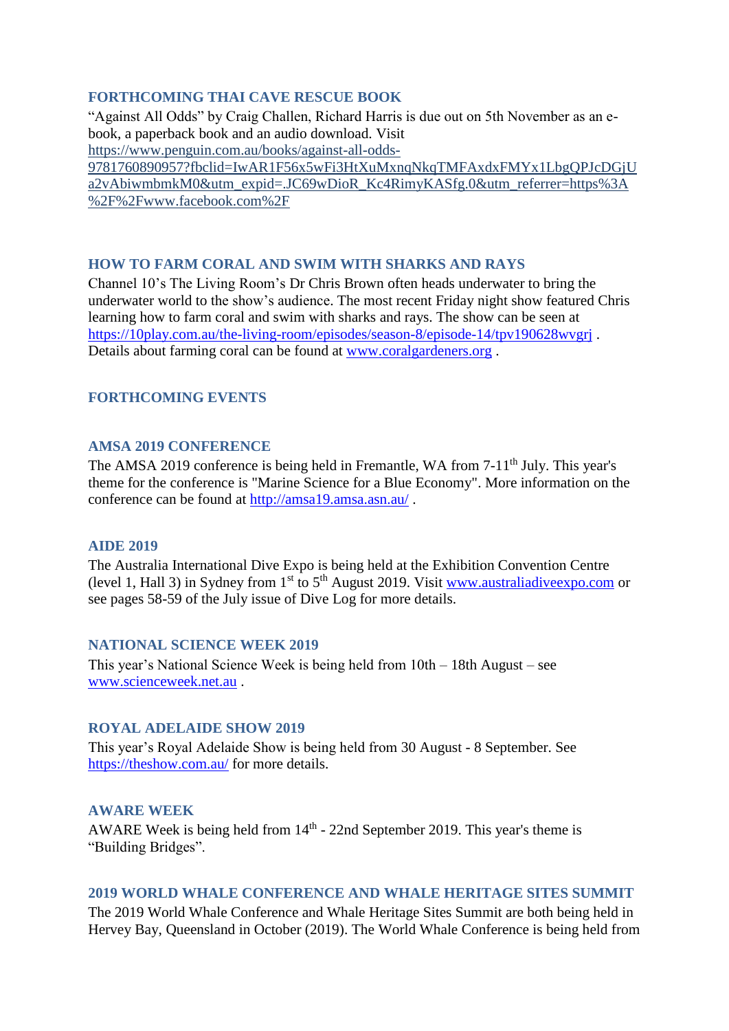### FORTHCOMING THAI CAVE RESCUE BOOK

"Against All Odds" by Craig Challen, Richard Harris is due out on 5th November as an e-book, a paperback book and an audio download. Visit https://www.penguin.com.au/books/against-all-odds-9781760890957?fbclid=IwAR1F56x5wFi3HtXuMxnqNkqTMFAxdxFMYx1LbgQPJcDGjUa2vAbiwmbmkM0&utm_expid=.JC69wDioR_Kc4RimyKASfg.0&utm_referrer=https%3A%2F%2Fwww.facebook.com%2F

### HOW TO FARM CORAL AND SWIM WITH SHARKS AND RAYS

Channel 10's The Living Room's Dr Chris Brown often heads underwater to bring the underwater world to the show's audience. The most recent Friday night show featured Chris learning how to farm coral and swim with sharks and rays. The show can be seen at https://10play.com.au/the-living-room/episodes/season-8/episode-14/tpv190628wvgrj . Details about farming coral can be found at www.coralgardeners.org .

### FORTHCOMING EVENTS

### AMSA 2019 CONFERENCE

The AMSA 2019 conference is being held in Fremantle, WA from 7-11th July. This year's theme for the conference is "Marine Science for a Blue Economy". More information on the conference can be found at http://amsa19.amsa.asn.au/ .

### AIDE 2019

The Australia International Dive Expo is being held at the Exhibition Convention Centre (level 1, Hall 3) in Sydney from 1st to 5th August 2019. Visit www.australiadiveexpo.com or see pages 58-59 of the July issue of Dive Log for more details.

### NATIONAL SCIENCE WEEK 2019

This year's National Science Week is being held from 10th – 18th August – see www.scienceweek.net.au .

### ROYAL ADELAIDE SHOW 2019

This year's Royal Adelaide Show is being held from 30 August - 8 September. See https://theshow.com.au/ for more details.

### AWARE WEEK

AWARE Week is being held from 14th - 22nd September 2019. This year's theme is "Building Bridges".

### 2019 WORLD WHALE CONFERENCE AND WHALE HERITAGE SITES SUMMIT

The 2019 World Whale Conference and Whale Heritage Sites Summit are both being held in Hervey Bay, Queensland in October (2019). The World Whale Conference is being held from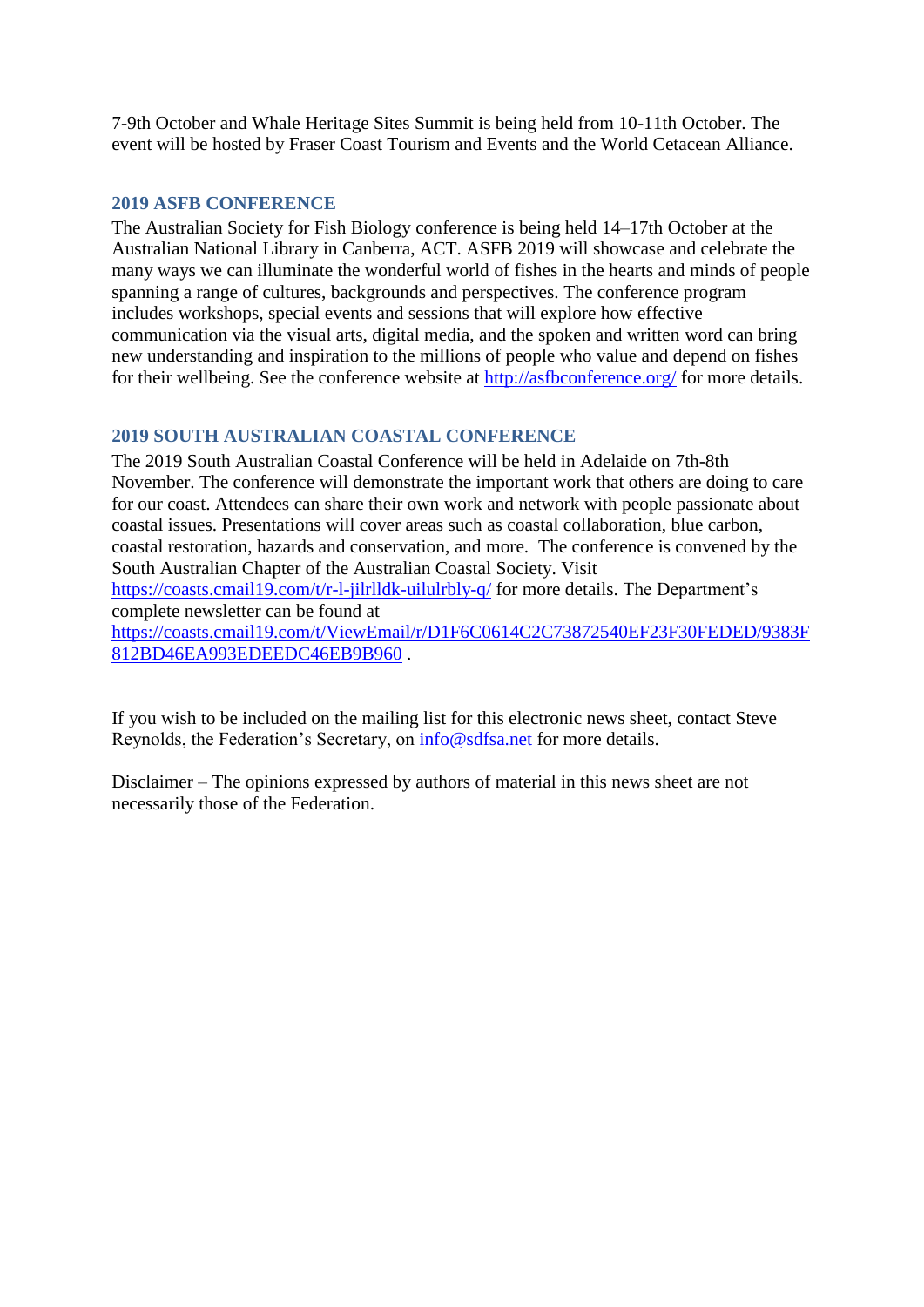7-9th October and Whale Heritage Sites Summit is being held from 10-11th October. The event will be hosted by Fraser Coast Tourism and Events and the World Cetacean Alliance.

## 2019 ASFB CONFERENCE

The Australian Society for Fish Biology conference is being held 14–17th October at the Australian National Library in Canberra, ACT. ASFB 2019 will showcase and celebrate the many ways we can illuminate the wonderful world of fishes in the hearts and minds of people spanning a range of cultures, backgrounds and perspectives. The conference program includes workshops, special events and sessions that will explore how effective communication via the visual arts, digital media, and the spoken and written word can bring new understanding and inspiration to the millions of people who value and depend on fishes for their wellbeing. See the conference website at http://asfbconference.org/ for more details.

## 2019 SOUTH AUSTRALIAN COASTAL CONFERENCE

The 2019 South Australian Coastal Conference will be held in Adelaide on 7th-8th November. The conference will demonstrate the important work that others are doing to care for our coast. Attendees can share their own work and network with people passionate about coastal issues. Presentations will cover areas such as coastal collaboration, blue carbon, coastal restoration, hazards and conservation, and more. The conference is convened by the South Australian Chapter of the Australian Coastal Society. Visit https://coasts.cmail19.com/t/r-l-jilrlldk-uilulrbly-q/ for more details. The Department's complete newsletter can be found at https://coasts.cmail19.com/t/ViewEmail/r/D1F6C0614C2C73872540EF23F30FEDED/9383F812BD46EA993EDEEDC46EB9B960 .

If you wish to be included on the mailing list for this electronic news sheet, contact Steve Reynolds, the Federation's Secretary, on info@sdfsa.net for more details.

Disclaimer – The opinions expressed by authors of material in this news sheet are not necessarily those of the Federation.